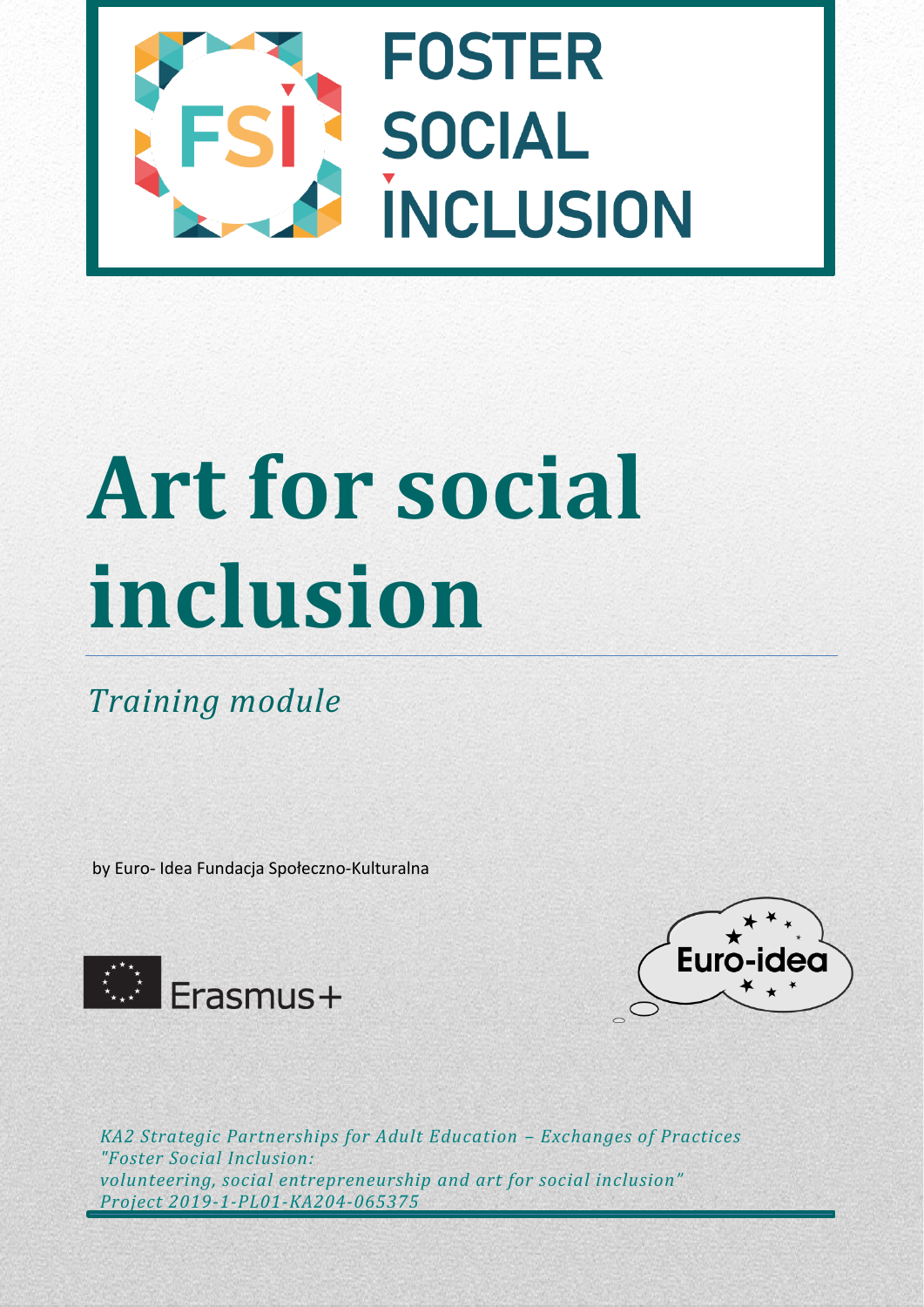FOSTER SOCIAL INCLUSION

# Art for social inclusion

*Training module*

by Euro- Idea Fundacja Społeczno-Kulturalna

Erasmus+

Euro-idea

*KA2 Strategic Partnerships for Adult Education – Exchanges of Practices "Foster Social Inclusion: volunteering, social entrepreneurship and art for social inclusion" Project 2019-1-PL01-KA204-065375*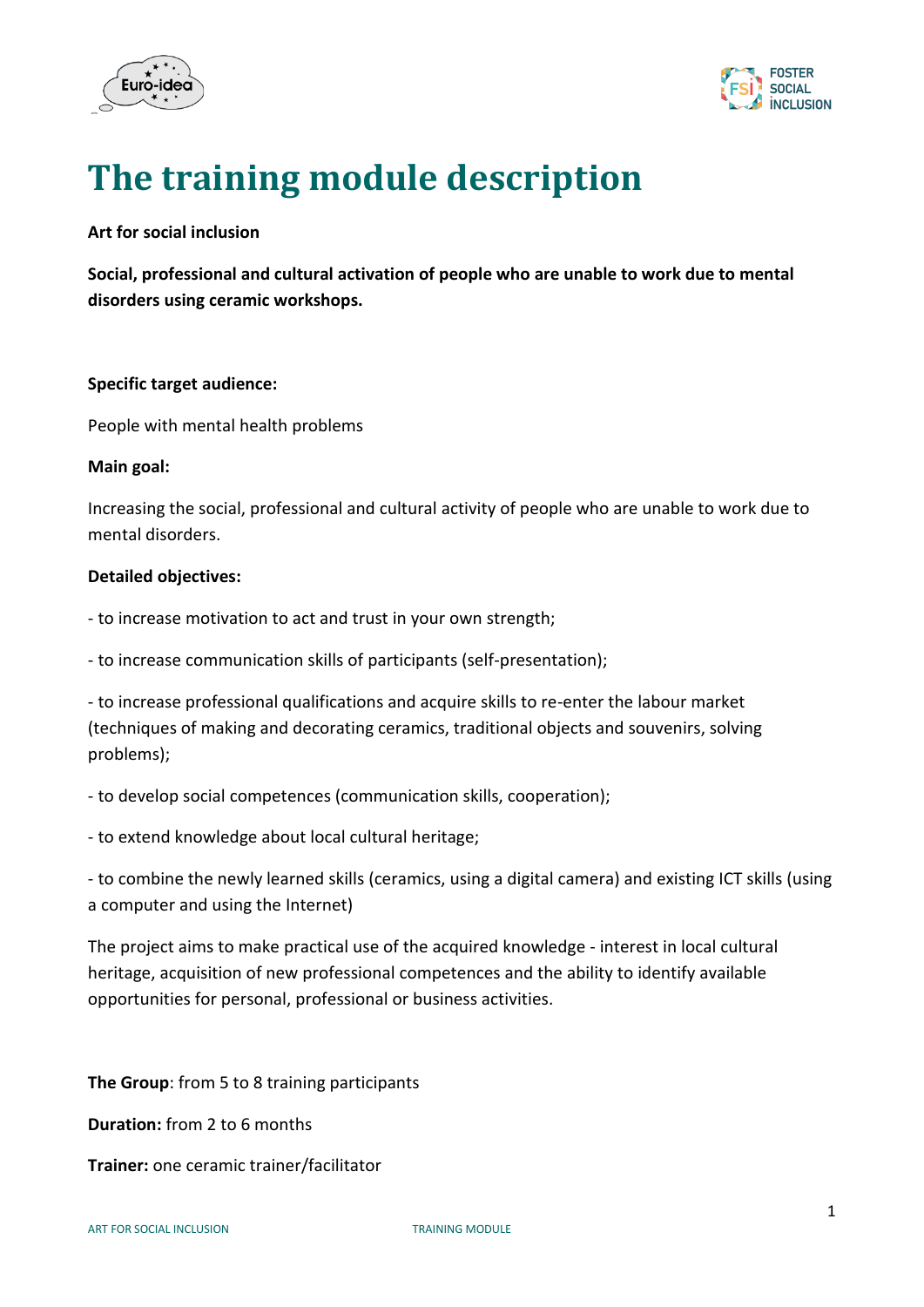# The training module description

**Art for social inclusion**

**Social, professional and cultural activation of people who are unable to work due to mental disorders using ceramic workshops.**

**Specific target audience:**

People with mental health problems

**Main goal:**

Increasing the social, professional and cultural activity of people who are unable to work due to mental disorders.

**Detailed objectives:**

- to increase motivation to act and trust in your own strength;

- to increase communication skills of participants (self-presentation);

- to increase professional qualifications and acquire skills to re-enter the labour market (techniques of making and decorating ceramics, traditional objects and souvenirs, solving problems);

- to develop social competences (communication skills, cooperation);

- to extend knowledge about local cultural heritage;

- to combine the newly learned skills (ceramics, using a digital camera) and existing ICT skills (using a computer and using the Internet)

The project aims to make practical use of the acquired knowledge - interest in local cultural heritage, acquisition of new professional competences and the ability to identify available opportunities for personal, professional or business activities.

**The Group**: from 5 to 8 training participants

**Duration:** from 2 to 6 months

**Trainer:** one ceramic trainer/facilitator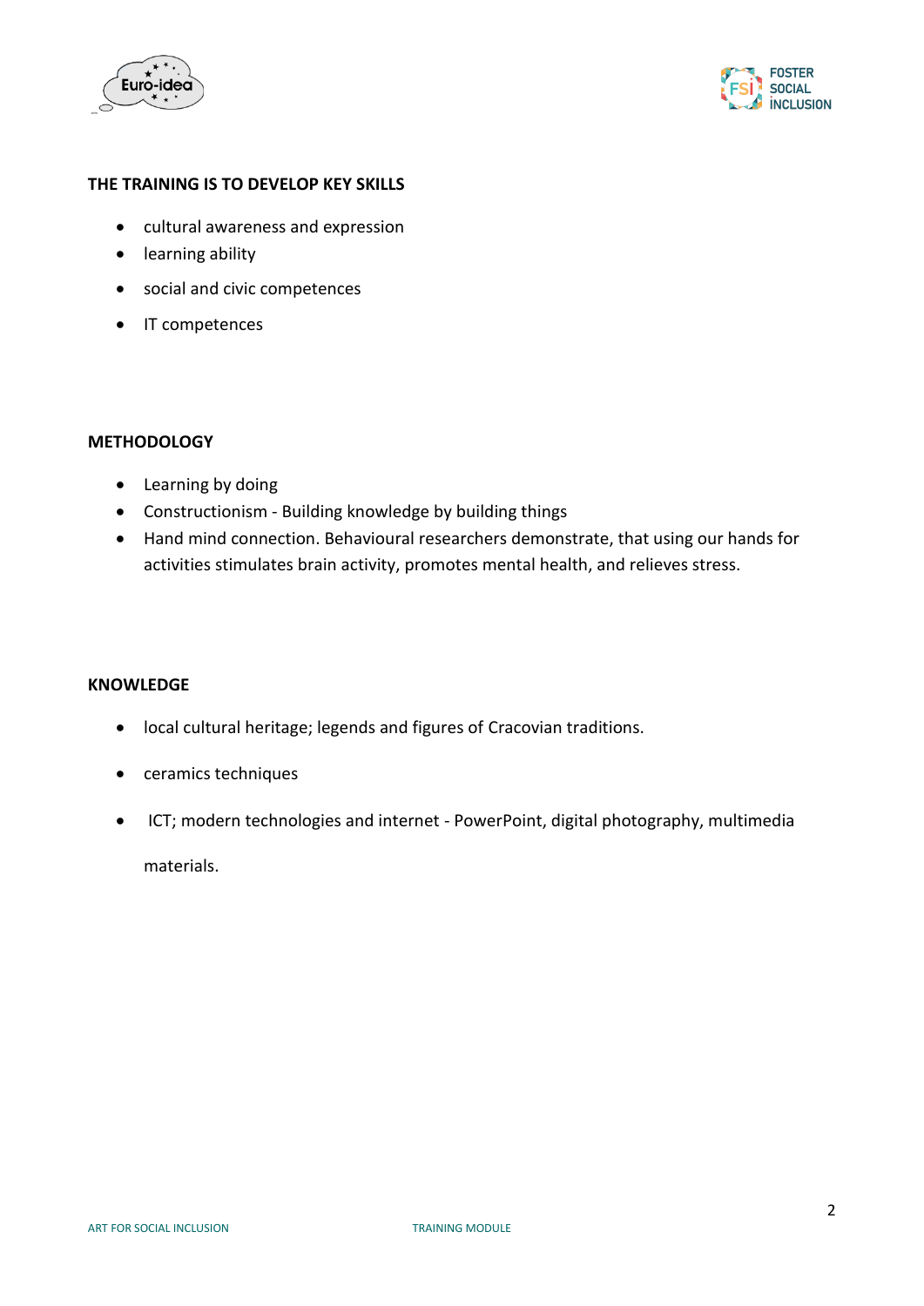## THE TRAINING IS TO DEVELOP KEY SKILLS

- cultural awareness and expression
- learning ability
- social and civic competences
- IT competences

## METHODOLOGY

- Learning by doing
- Constructionism - Building knowledge by building things
- Hand mind connection. Behavioural researchers demonstrate, that using our hands for activities stimulates brain activity, promotes mental health, and relieves stress.

## KNOWLEDGE

- local cultural heritage; legends and figures of Cracovian traditions.
- ceramics techniques
- ICT; modern technologies and internet - PowerPoint, digital photography, multimedia materials.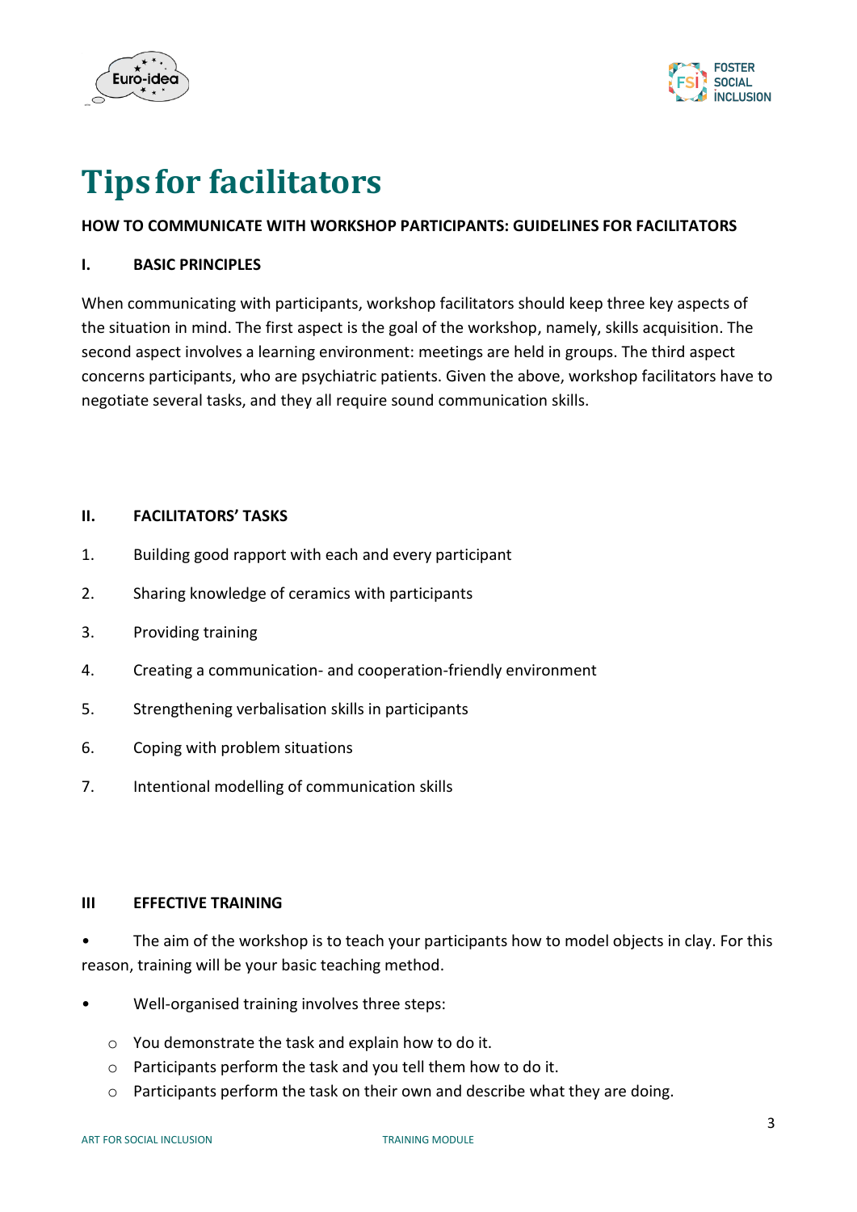# Tips for facilitators

**HOW TO COMMUNICATE WITH WORKSHOP PARTICIPANTS: GUIDELINES FOR FACILITATORS**

## I. BASIC PRINCIPLES

When communicating with participants, workshop facilitators should keep three key aspects of the situation in mind. The first aspect is the goal of the workshop, namely, skills acquisition. The second aspect involves a learning environment: meetings are held in groups. The third aspect concerns participants, who are psychiatric patients. Given the above, workshop facilitators have to negotiate several tasks, and they all require sound communication skills.

## II. FACILITATORS' TASKS

1. Building good rapport with each and every participant
2. Sharing knowledge of ceramics with participants
3. Providing training
4. Creating a communication- and cooperation-friendly environment
5. Strengthening verbalisation skills in participants
6. Coping with problem situations
7. Intentional modelling of communication skills

## III EFFECTIVE TRAINING

- The aim of the workshop is to teach your participants how to model objects in clay. For this reason, training will be your basic teaching method.
- Well-organised training involves three steps:
  - You demonstrate the task and explain how to do it.
  - Participants perform the task and you tell them how to do it.
  - Participants perform the task on their own and describe what they are doing.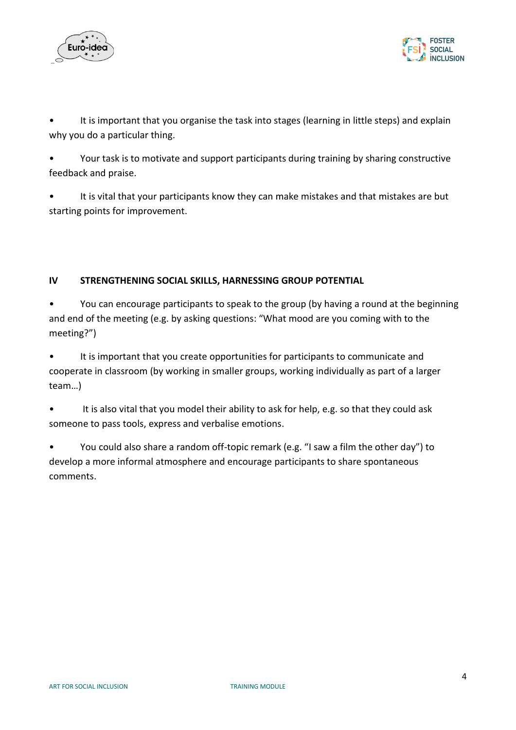- It is important that you organise the task into stages (learning in little steps) and explain why you do a particular thing.
- Your task is to motivate and support participants during training by sharing constructive feedback and praise.
- It is vital that your participants know they can make mistakes and that mistakes are but starting points for improvement.

## IV STRENGTHENING SOCIAL SKILLS, HARNESSING GROUP POTENTIAL

- You can encourage participants to speak to the group (by having a round at the beginning and end of the meeting (e.g. by asking questions: "What mood are you coming with to the meeting?")
- It is important that you create opportunities for participants to communicate and cooperate in classroom (by working in smaller groups, working individually as part of a larger team…)
- It is also vital that you model their ability to ask for help, e.g. so that they could ask someone to pass tools, express and verbalise emotions.
- You could also share a random off-topic remark (e.g. "I saw a film the other day") to develop a more informal atmosphere and encourage participants to share spontaneous comments.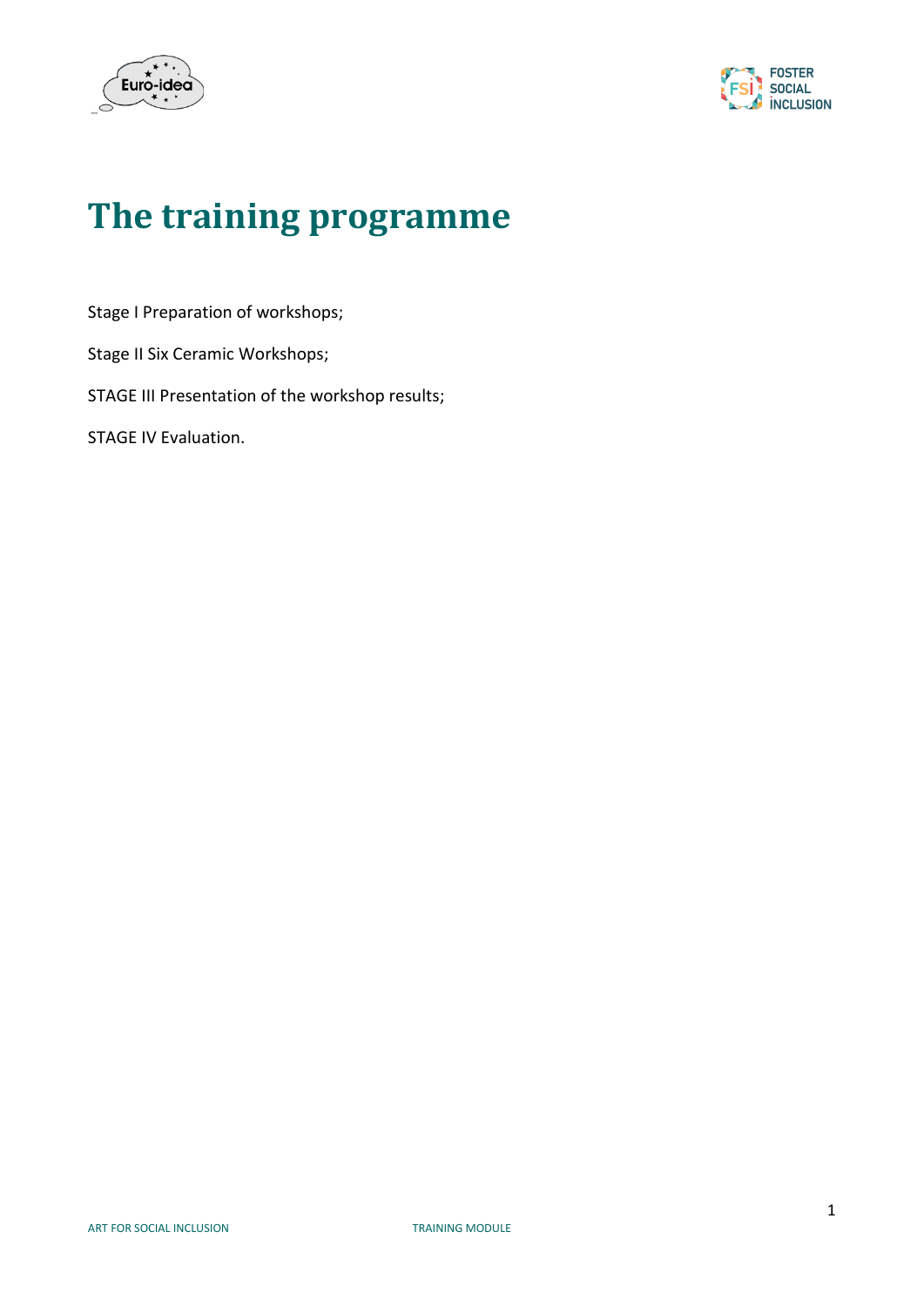# The training programme

Stage I Preparation of workshops;

Stage II Six Ceramic Workshops;

STAGE III Presentation of the workshop results;

STAGE IV Evaluation.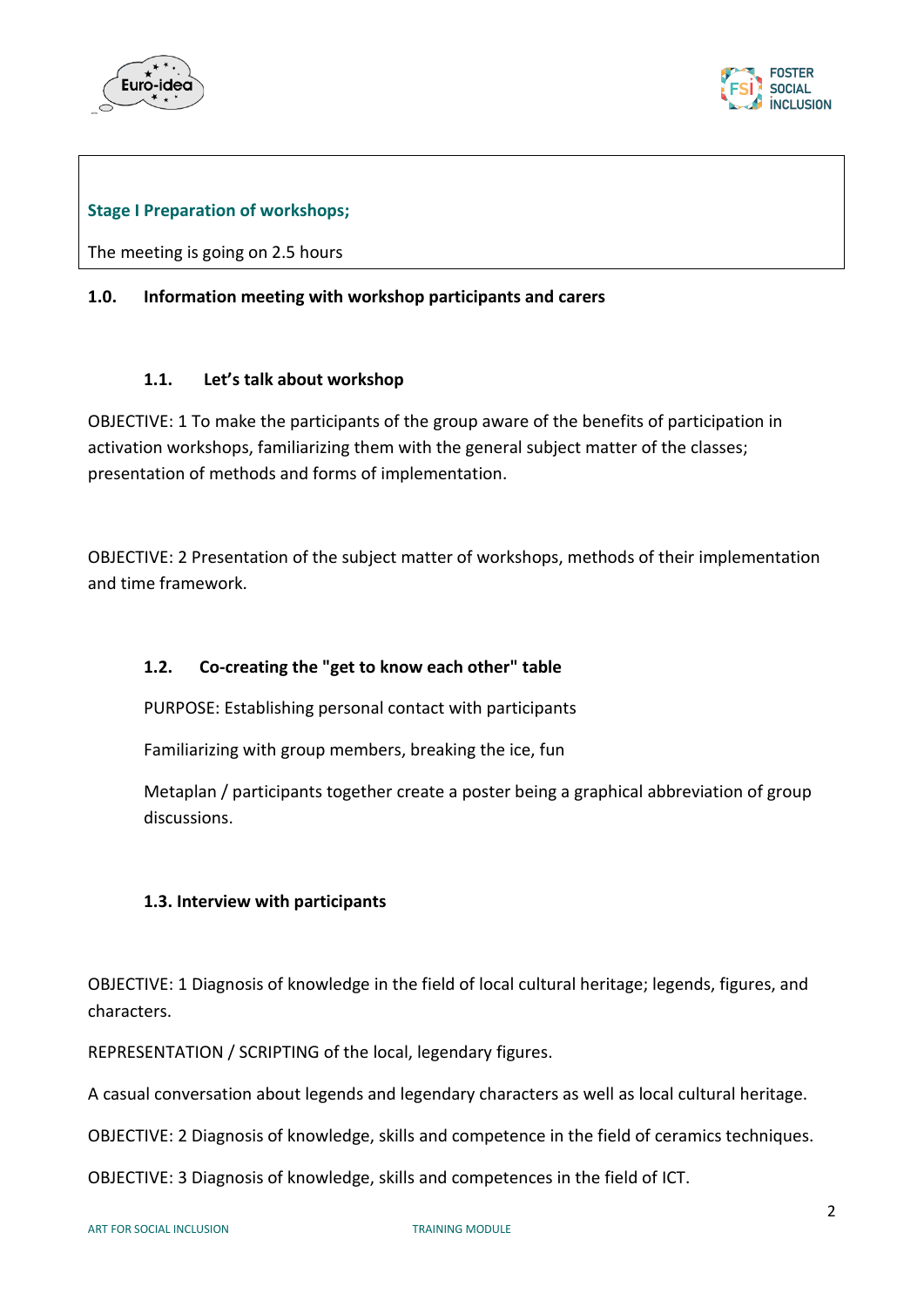**Stage I Preparation of workshops;**

The meeting is going on 2.5 hours

### 1.0. Information meeting with workshop participants and carers

#### 1.1. Let's talk about workshop

OBJECTIVE: 1 To make the participants of the group aware of the benefits of participation in activation workshops, familiarizing them with the general subject matter of the classes; presentation of methods and forms of implementation.

OBJECTIVE: 2 Presentation of the subject matter of workshops, methods of their implementation and time framework.

#### 1.2. Co-creating the "get to know each other" table

PURPOSE: Establishing personal contact with participants

Familiarizing with group members, breaking the ice, fun

Metaplan / participants together create a poster being a graphical abbreviation of group discussions.

#### 1.3. Interview with participants

OBJECTIVE: 1 Diagnosis of knowledge in the field of local cultural heritage; legends, figures, and characters.

REPRESENTATION / SCRIPTING of the local, legendary figures.

A casual conversation about legends and legendary characters as well as local cultural heritage.

OBJECTIVE: 2 Diagnosis of knowledge, skills and competence in the field of ceramics techniques.

OBJECTIVE: 3 Diagnosis of knowledge, skills and competences in the field of ICT.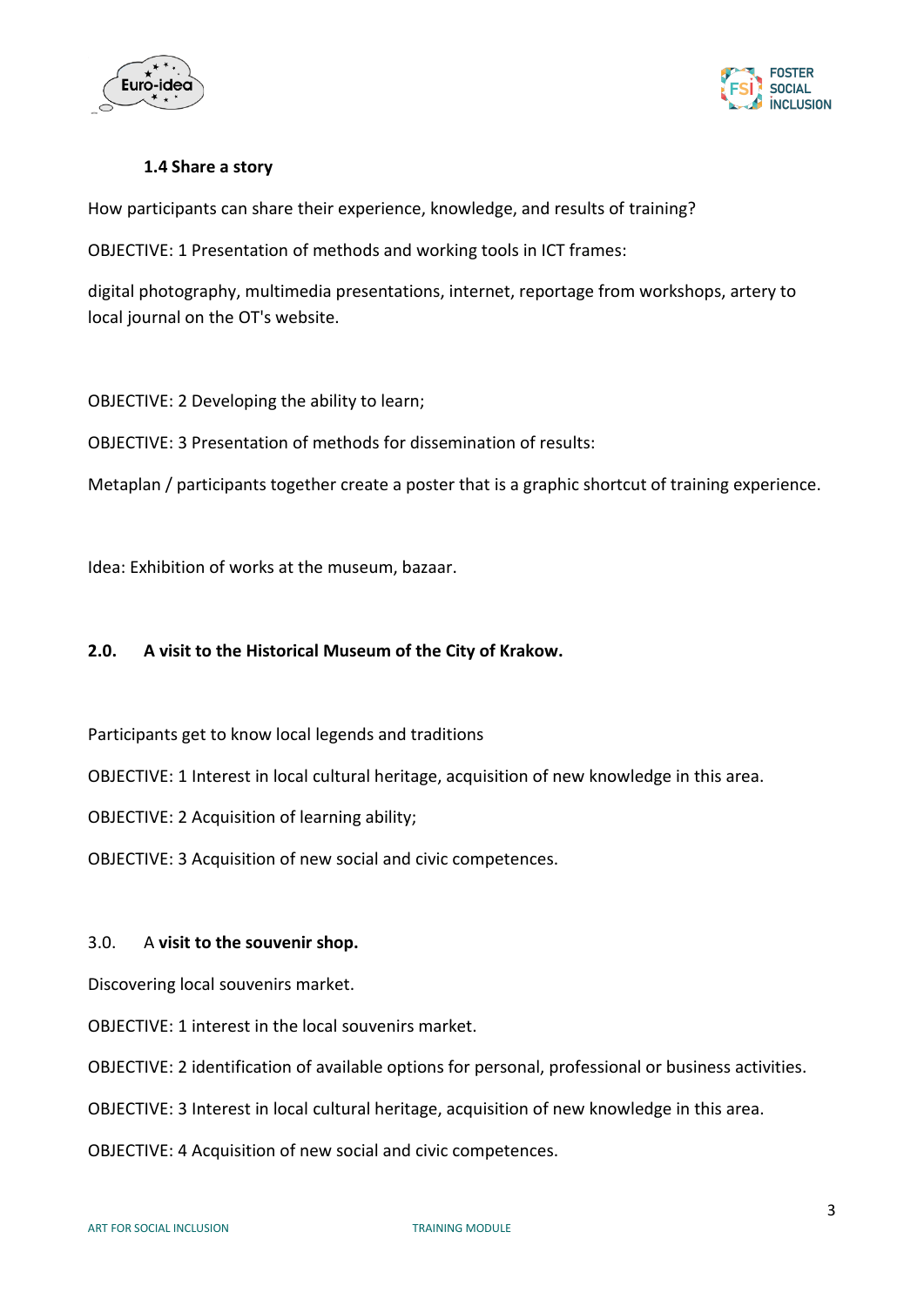### 1.4 Share a story

How participants can share their experience, knowledge, and results of training?

OBJECTIVE: 1 Presentation of methods and working tools in ICT frames:

digital photography, multimedia presentations, internet, reportage from workshops, artery to local journal on the OT's website.

OBJECTIVE: 2 Developing the ability to learn;

OBJECTIVE: 3 Presentation of methods for dissemination of results:

Metaplan / participants together create a poster that is a graphic shortcut of training experience.

Idea: Exhibition of works at the museum, bazaar.

## 2.0. A visit to the Historical Museum of the City of Krakow.

Participants get to know local legends and traditions

OBJECTIVE: 1 Interest in local cultural heritage, acquisition of new knowledge in this area.

OBJECTIVE: 2 Acquisition of learning ability;

OBJECTIVE: 3 Acquisition of new social and civic competences.

## 3.0. A **visit to the souvenir shop.**

Discovering local souvenirs market.

OBJECTIVE: 1 interest in the local souvenirs market.

OBJECTIVE: 2 identification of available options for personal, professional or business activities.

OBJECTIVE: 3 Interest in local cultural heritage, acquisition of new knowledge in this area.

OBJECTIVE: 4 Acquisition of new social and civic competences.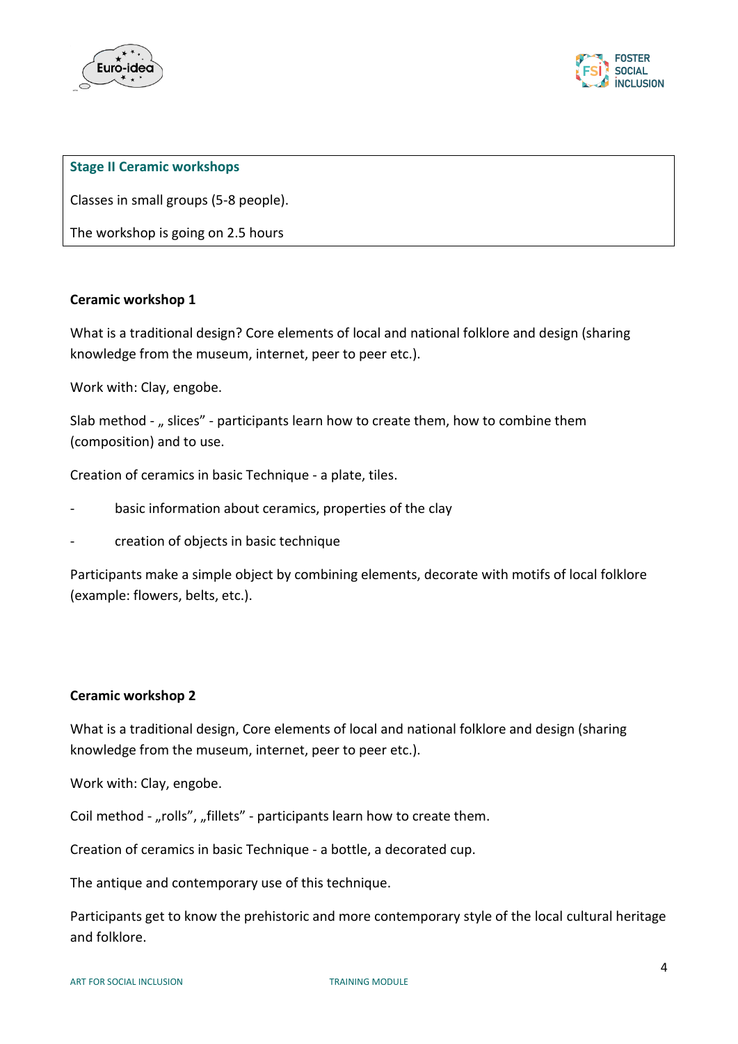**Stage II Ceramic workshops**

Classes in small groups (5-8 people).

The workshop is going on 2.5 hours

**Ceramic workshop 1**

What is a traditional design? Core elements of local and national folklore and design (sharing knowledge from the museum, internet, peer to peer etc.).

Work with: Clay, engobe.

Slab method - „ slices” - participants learn how to create them, how to combine them (composition) and to use.

Creation of ceramics in basic Technique - a plate, tiles.

- basic information about ceramics, properties of the clay
- creation of objects in basic technique

Participants make a simple object by combining elements, decorate with motifs of local folklore (example: flowers, belts, etc.).

**Ceramic workshop 2**

What is a traditional design, Core elements of local and national folklore and design (sharing knowledge from the museum, internet, peer to peer etc.).

Work with: Clay, engobe.

Coil method - „rolls”, „fillets” - participants learn how to create them.

Creation of ceramics in basic Technique - a bottle, a decorated cup.

The antique and contemporary use of this technique.

Participants get to know the prehistoric and more contemporary style of the local cultural heritage and folklore.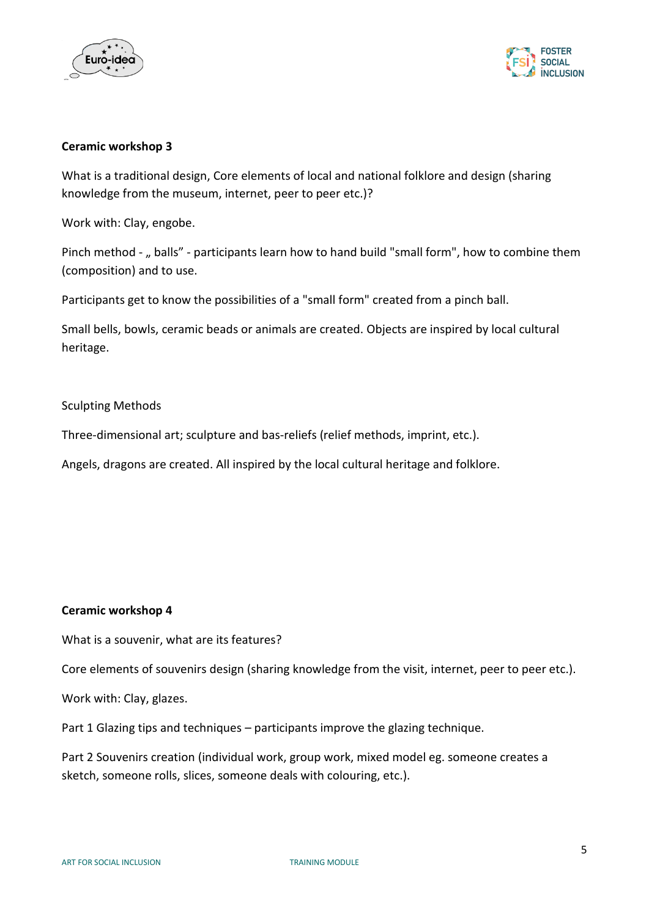**Ceramic workshop 3**

What is a traditional design, Core elements of local and national folklore and design (sharing knowledge from the museum, internet, peer to peer etc.)?

Work with: Clay, engobe.

Pinch method - „ balls" - participants learn how to hand build "small form", how to combine them (composition) and to use.

Participants get to know the possibilities of a "small form" created from a pinch ball.

Small bells, bowls, ceramic beads or animals are created. Objects are inspired by local cultural heritage.

Sculpting Methods

Three-dimensional art; sculpture and bas-reliefs (relief methods, imprint, etc.).

Angels, dragons are created. All inspired by the local cultural heritage and folklore.

**Ceramic workshop 4**

What is a souvenir, what are its features?

Core elements of souvenirs design (sharing knowledge from the visit, internet, peer to peer etc.).

Work with: Clay, glazes.

Part 1 Glazing tips and techniques – participants improve the glazing technique.

Part 2 Souvenirs creation (individual work, group work, mixed model eg. someone creates a sketch, someone rolls, slices, someone deals with colouring, etc.).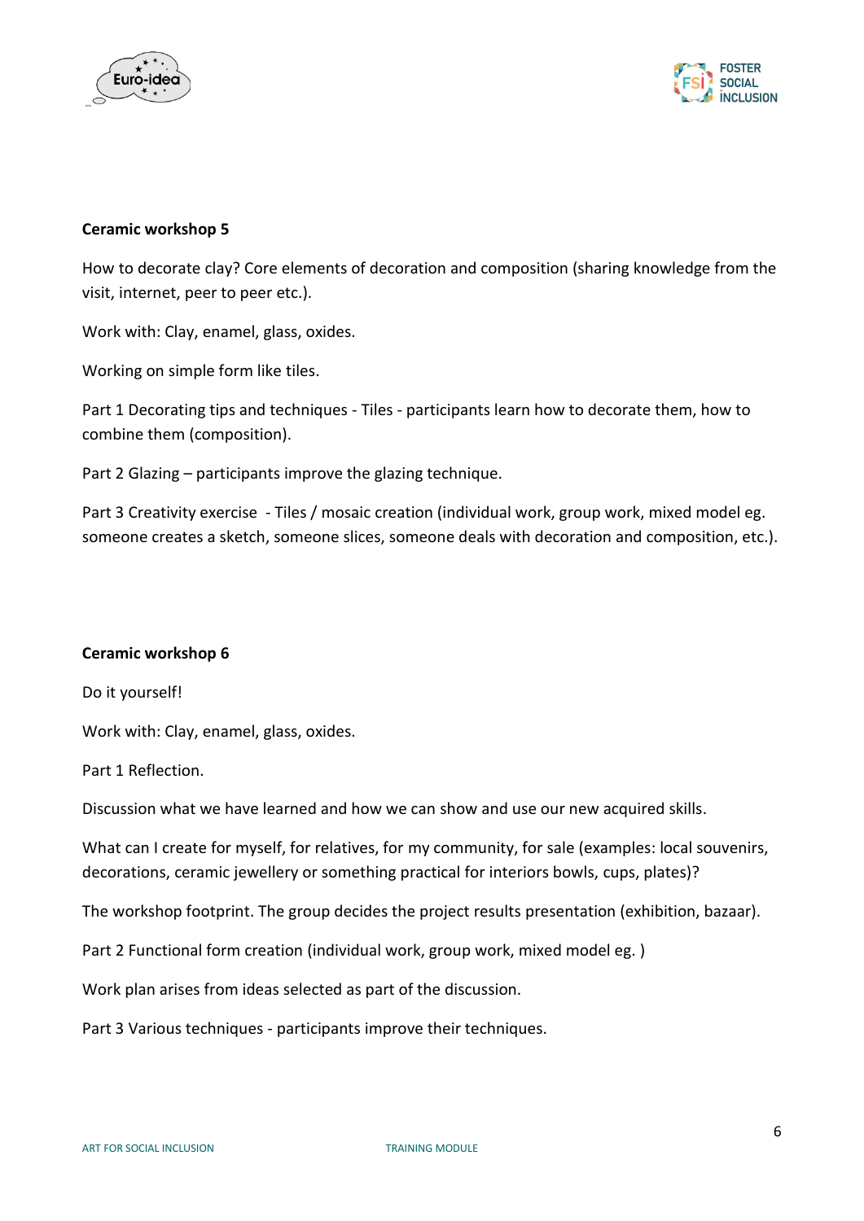**Ceramic workshop 5**

How to decorate clay? Core elements of decoration and composition (sharing knowledge from the visit, internet, peer to peer etc.).

Work with: Clay, enamel, glass, oxides.

Working on simple form like tiles.

Part 1 Decorating tips and techniques - Tiles - participants learn how to decorate them, how to combine them (composition).

Part 2 Glazing – participants improve the glazing technique.

Part 3 Creativity exercise - Tiles / mosaic creation (individual work, group work, mixed model eg. someone creates a sketch, someone slices, someone deals with decoration and composition, etc.).

**Ceramic workshop 6**

Do it yourself!

Work with: Clay, enamel, glass, oxides.

Part 1 Reflection.

Discussion what we have learned and how we can show and use our new acquired skills.

What can I create for myself, for relatives, for my community, for sale (examples: local souvenirs, decorations, ceramic jewellery or something practical for interiors bowls, cups, plates)?

The workshop footprint. The group decides the project results presentation (exhibition, bazaar).

Part 2 Functional form creation (individual work, group work, mixed model eg. )

Work plan arises from ideas selected as part of the discussion.

Part 3 Various techniques - participants improve their techniques.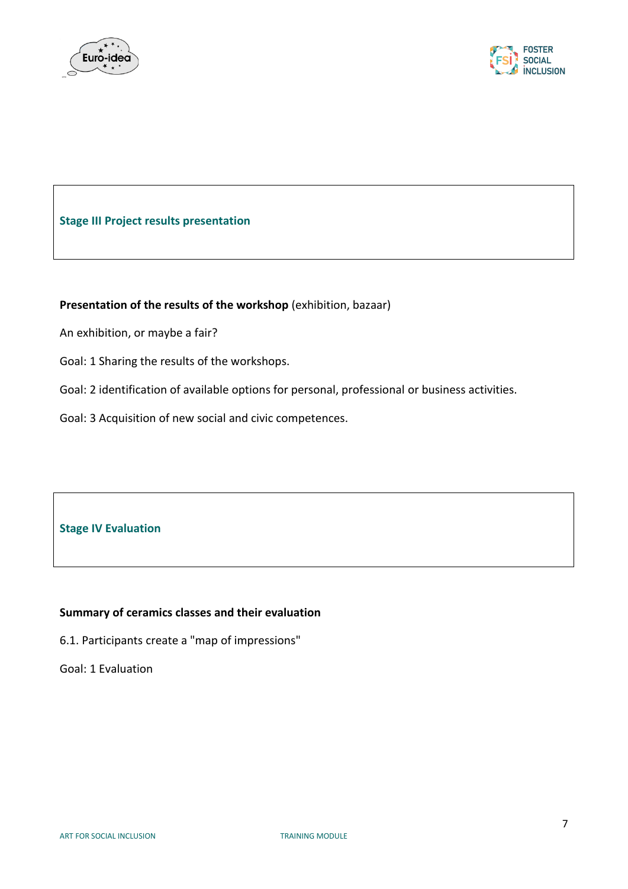## Stage III Project results presentation

**Presentation of the results of the workshop** (exhibition, bazaar)

An exhibition, or maybe a fair?

Goal: 1 Sharing the results of the workshops.

Goal: 2 identification of available options for personal, professional or business activities.

Goal: 3 Acquisition of new social and civic competences.

## Stage IV Evaluation

**Summary of ceramics classes and their evaluation**

6.1. Participants create a "map of impressions"

Goal: 1 Evaluation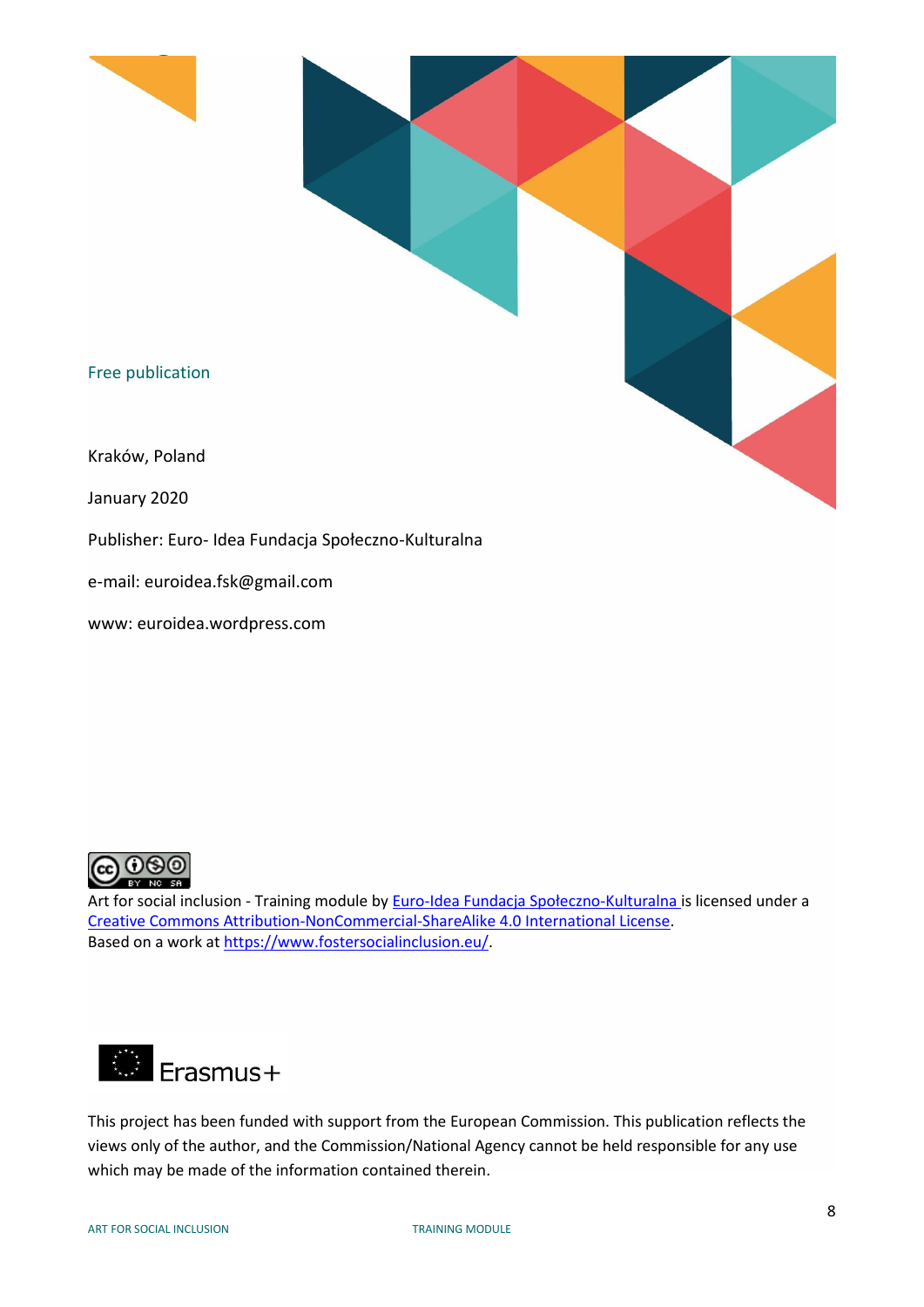Free publication

Kraków, Poland

January 2020

Publisher: Euro- Idea Fundacja Społeczno-Kulturalna

e-mail: euroidea.fsk@gmail.com

www: euroidea.wordpress.com

Art for social inclusion - Training module by [Euro-Idea Fundacja Społeczno-Kulturalna](#) is licensed under a [Creative Commons Attribution-NonCommercial-ShareAlike 4.0 International License](#).
Based on a work at [https://www.fostersocialinclusion.eu/](https://www.fostersocialinclusion.eu/).

Erasmus+

This project has been funded with support from the European Commission. This publication reflects the views only of the author, and the Commission/National Agency cannot be held responsible for any use which may be made of the information contained therein.